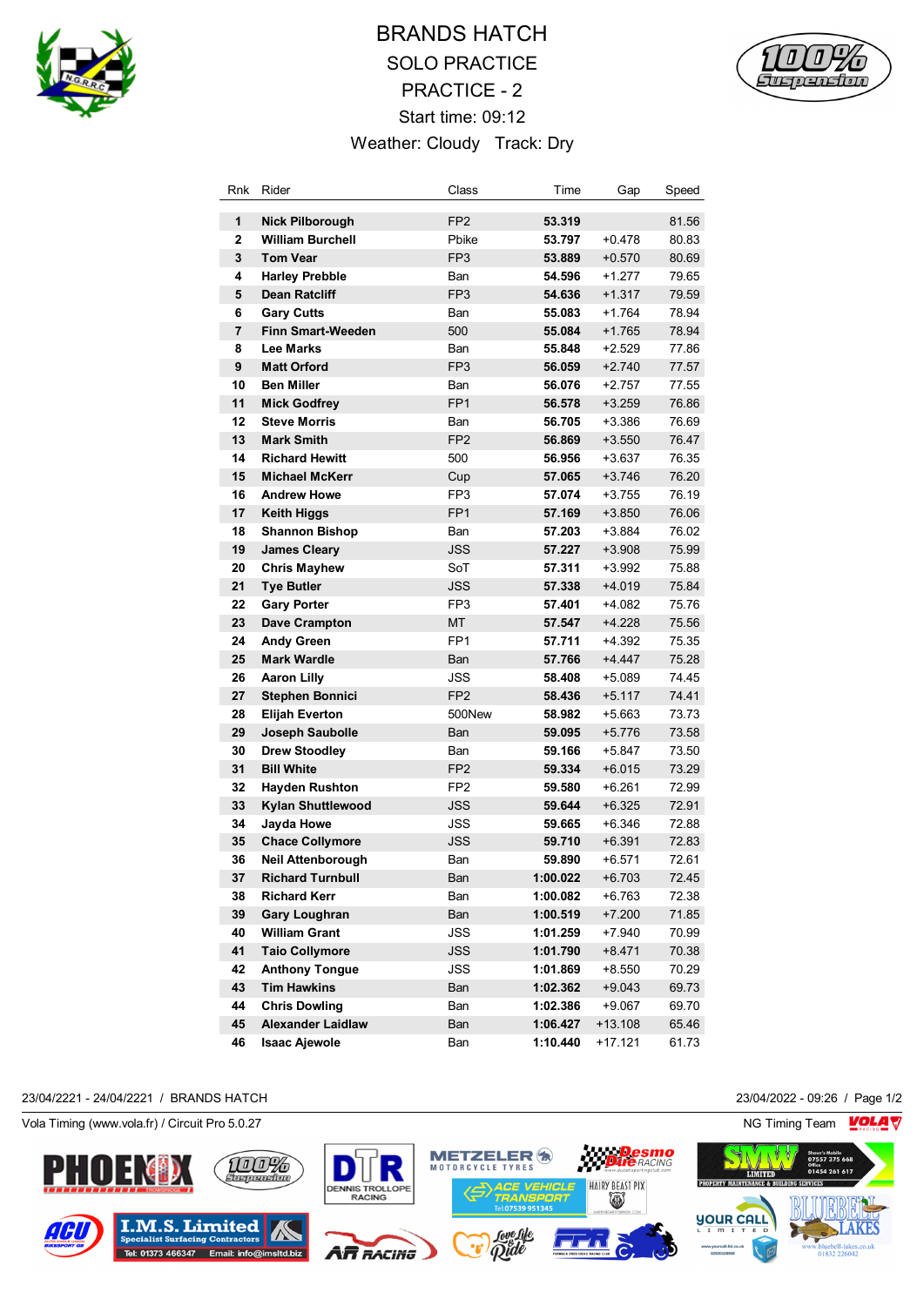# BRANDS HATCH

## SOLO PRACTICE

## PRACTICE - 2

Start time: 09:12

Weather: Cloudy   Track: Dry

| Rnk | Rider | Class | Time | Gap | Speed |
|---|---|---|---|---|---|
| 1 | **Nick Pilborough** | FP2 | **53.319** | | 81.56 |
| 2 | **William Burchell** | Pbike | **53.797** | +0.478 | 80.83 |
| 3 | **Tom Vear** | FP3 | **53.889** | +0.570 | 80.69 |
| 4 | **Harley Prebble** | Ban | **54.596** | +1.277 | 79.65 |
| 5 | **Dean Ratcliff** | FP3 | **54.636** | +1.317 | 79.59 |
| 6 | **Gary Cutts** | Ban | **55.083** | +1.764 | 78.94 |
| 7 | **Finn Smart-Weeden** | 500 | **55.084** | +1.765 | 78.94 |
| 8 | **Lee Marks** | Ban | **55.848** | +2.529 | 77.86 |
| 9 | **Matt Orford** | FP3 | **56.059** | +2.740 | 77.57 |
| 10 | **Ben Miller** | Ban | **56.076** | +2.757 | 77.55 |
| 11 | **Mick Godfrey** | FP1 | **56.578** | +3.259 | 76.86 |
| 12 | **Steve Morris** | Ban | **56.705** | +3.386 | 76.69 |
| 13 | **Mark Smith** | FP2 | **56.869** | +3.550 | 76.47 |
| 14 | **Richard Hewitt** | 500 | **56.956** | +3.637 | 76.35 |
| 15 | **Michael McKerr** | Cup | **57.065** | +3.746 | 76.20 |
| 16 | **Andrew Howe** | FP3 | **57.074** | +3.755 | 76.19 |
| 17 | **Keith Higgs** | FP1 | **57.169** | +3.850 | 76.06 |
| 18 | **Shannon Bishop** | Ban | **57.203** | +3.884 | 76.02 |
| 19 | **James Cleary** | JSS | **57.227** | +3.908 | 75.99 |
| 20 | **Chris Mayhew** | SoT | **57.311** | +3.992 | 75.88 |
| 21 | **Tye Butler** | JSS | **57.338** | +4.019 | 75.84 |
| 22 | **Gary Porter** | FP3 | **57.401** | +4.082 | 75.76 |
| 23 | **Dave Crampton** | MT | **57.547** | +4.228 | 75.56 |
| 24 | **Andy Green** | FP1 | **57.711** | +4.392 | 75.35 |
| 25 | **Mark Wardle** | Ban | **57.766** | +4.447 | 75.28 |
| 26 | **Aaron Lilly** | JSS | **58.408** | +5.089 | 74.45 |
| 27 | **Stephen Bonnici** | FP2 | **58.436** | +5.117 | 74.41 |
| 28 | **Elijah Everton** | 500New | **58.982** | +5.663 | 73.73 |
| 29 | **Joseph Saubolle** | Ban | **59.095** | +5.776 | 73.58 |
| 30 | **Drew Stoodley** | Ban | **59.166** | +5.847 | 73.50 |
| 31 | **Bill White** | FP2 | **59.334** | +6.015 | 73.29 |
| 32 | **Hayden Rushton** | FP2 | **59.580** | +6.261 | 72.99 |
| 33 | **Kylan Shuttlewood** | JSS | **59.644** | +6.325 | 72.91 |
| 34 | **Jayda Howe** | JSS | **59.665** | +6.346 | 72.88 |
| 35 | **Chace Collymore** | JSS | **59.710** | +6.391 | 72.83 |
| 36 | **Neil Attenborough** | Ban | **59.890** | +6.571 | 72.61 |
| 37 | **Richard Turnbull** | Ban | **1:00.022** | +6.703 | 72.45 |
| 38 | **Richard Kerr** | Ban | **1:00.082** | +6.763 | 72.38 |
| 39 | **Gary Loughran** | Ban | **1:00.519** | +7.200 | 71.85 |
| 40 | **William Grant** | JSS | **1:01.259** | +7.940 | 70.99 |
| 41 | **Taio Collymore** | JSS | **1:01.790** | +8.471 | 70.38 |
| 42 | **Anthony Tongue** | JSS | **1:01.869** | +8.550 | 70.29 |
| 43 | **Tim Hawkins** | Ban | **1:02.362** | +9.043 | 69.73 |
| 44 | **Chris Dowling** | Ban | **1:02.386** | +9.067 | 69.70 |
| 45 | **Alexander Laidlaw** | Ban | **1:06.427** | +13.108 | 65.46 |
| 46 | **Isaac Ajewole** | Ban | **1:10.440** | +17.121 | 61.73 |

23/04/2221 - 24/04/2221 / BRANDS HATCH    23/04/2022 - 09:26

Vola Timing (www.vola.fr) / Circuit Pro 5.0.27    NG Timing Team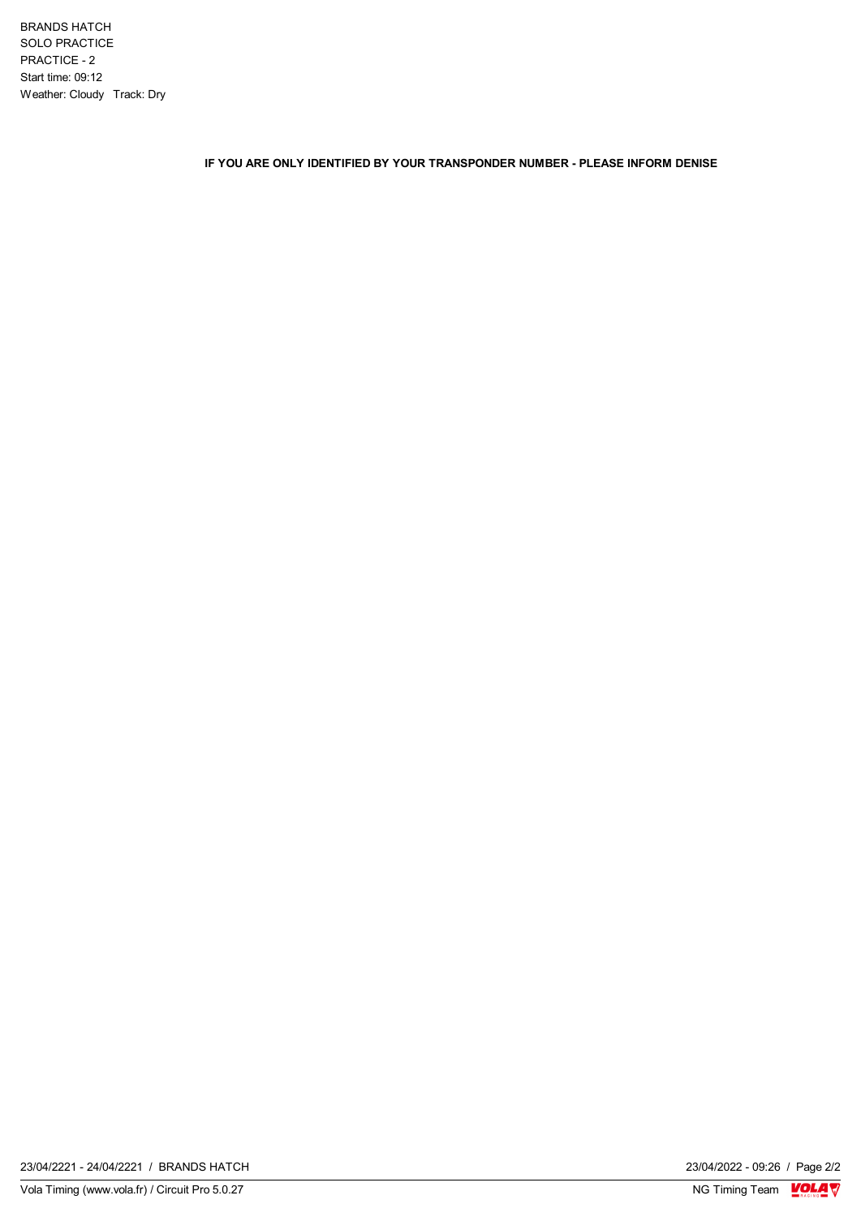BRANDS HATCH
SOLO PRACTICE
PRACTICE - 2
Start time: 09:12
Weather: Cloudy   Track: Dry

**IF YOU ARE ONLY IDENTIFIED BY YOUR TRANSPONDER NUMBER - PLEASE INFORM DENISE**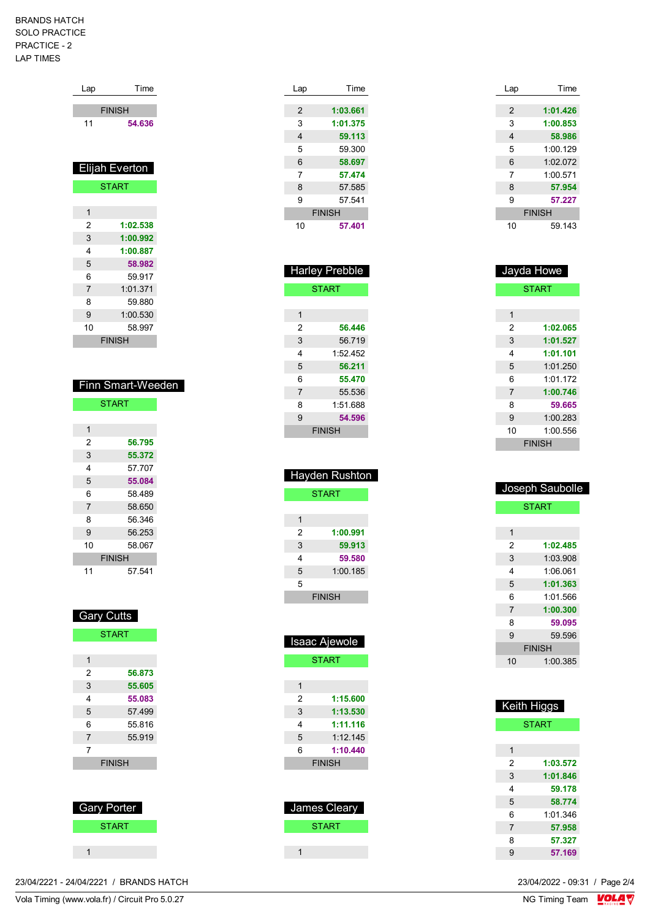BRANDS HATCH
SOLO PRACTICE
PRACTICE - 2
LAP TIMES

| Lap | Time |
|---|---|
| FINISH | |
| 11 | **54.636** |

## Elijah Everton

| Lap | Time |
|---|---|
| START | |
| 1 | |
| 2 | **1:02.538** |
| 3 | **1:00.992** |
| 4 | **1:00.887** |
| 5 | **58.982** |
| 6 | 59.917 |
| 7 | 1:01.371 |
| 8 | 59.880 |
| 9 | 1:00.530 |
| 10 | 58.997 |
| FINISH | |

## Finn Smart-Weeden

| Lap | Time |
|---|---|
| START | |
| 1 | |
| 2 | **56.795** |
| 3 | **55.372** |
| 4 | 57.707 |
| 5 | **55.084** |
| 6 | 58.489 |
| 7 | 58.650 |
| 8 | 56.346 |
| 9 | 56.253 |
| 10 | 58.067 |
| FINISH | |
| 11 | 57.541 |

## Gary Cutts

| Lap | Time |
|---|---|
| START | |
| 1 | |
| 2 | **56.873** |
| 3 | **55.605** |
| 4 | **55.083** |
| 5 | 57.499 |
| 6 | 55.816 |
| 7 | 55.919 |
| 7 | |
| FINISH | |

## Gary Porter

| Lap | Time |
|---|---|
| START | |
| 1 | |

| Lap | Time |
|---|---|
| 2 | **1:03.661** |
| 3 | **1:01.375** |
| 4 | **59.113** |
| 5 | 59.300 |
| 6 | **58.697** |
| 7 | **57.474** |
| 8 | 57.585 |
| 9 | 57.541 |
| FINISH | |
| 10 | **57.401** |

## Harley Prebble

| Lap | Time |
|---|---|
| START | |
| 1 | |
| 2 | **56.446** |
| 3 | 56.719 |
| 4 | 1:52.452 |
| 5 | **56.211** |
| 6 | **55.470** |
| 7 | 55.536 |
| 8 | 1:51.688 |
| 9 | **54.596** |
| FINISH | |

## Hayden Rushton

| Lap | Time |
|---|---|
| START | |
| 1 | |
| 2 | **1:00.991** |
| 3 | **59.913** |
| 4 | **59.580** |
| 5 | 1:00.185 |
| 5 | |
| FINISH | |

## Isaac Ajewole

| Lap | Time |
|---|---|
| START | |
| 1 | |
| 2 | **1:15.600** |
| 3 | **1:13.530** |
| 4 | **1:11.116** |
| 5 | 1:12.145 |
| 6 | **1:10.440** |
| FINISH | |

## James Cleary

| Lap | Time |
|---|---|
| START | |
| 1 | |

| Lap | Time |
|---|---|
| 2 | **1:01.426** |
| 3 | **1:00.853** |
| 4 | **58.986** |
| 5 | 1:00.129 |
| 6 | 1:02.072 |
| 7 | 1:00.571 |
| 8 | **57.954** |
| 9 | **57.227** |
| FINISH | |
| 10 | 59.143 |

## Jayda Howe

| Lap | Time |
|---|---|
| START | |
| 1 | |
| 2 | **1:02.065** |
| 3 | **1:01.527** |
| 4 | **1:01.101** |
| 5 | 1:01.250 |
| 6 | 1:01.172 |
| 7 | **1:00.746** |
| 8 | **59.665** |
| 9 | 1:00.283 |
| 10 | 1:00.556 |
| FINISH | |

## Joseph Saubolle

| Lap | Time |
|---|---|
| START | |
| 1 | |
| 2 | **1:02.485** |
| 3 | 1:03.908 |
| 4 | 1:06.061 |
| 5 | **1:01.363** |
| 6 | 1:01.566 |
| 7 | **1:00.300** |
| 8 | **59.095** |
| 9 | 59.596 |
| FINISH | |
| 10 | 1:00.385 |

## Keith Higgs

| Lap | Time |
|---|---|
| START | |
| 1 | |
| 2 | **1:03.572** |
| 3 | **1:01.846** |
| 4 | **59.178** |
| 5 | **58.774** |
| 6 | 1:01.346 |
| 7 | **57.958** |
| 8 | **57.327** |
| 9 | **57.169** |

23/04/2221 - 24/04/2221 / BRANDS HATCH
Vola Timing (www.vola.fr) / Circuit Pro 5.0.27
23/04/2022 - 09:31
NG Timing Team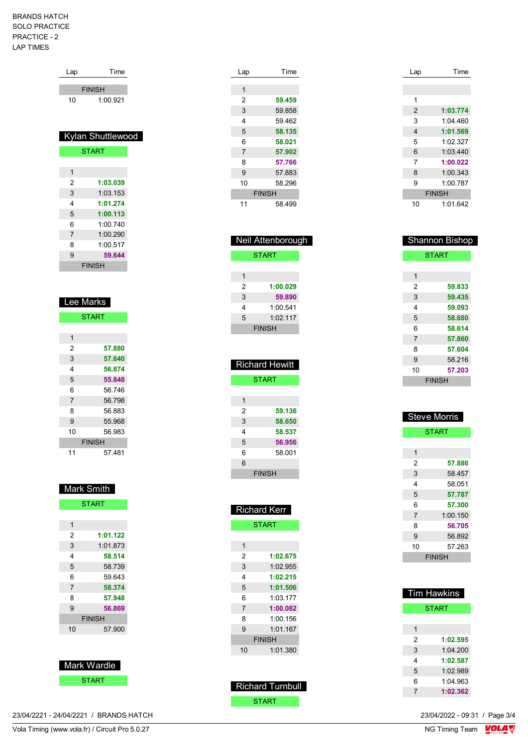BRANDS HATCH
SOLO PRACTICE
PRACTICE - 2
LAP TIMES

| Lap | Time |
|---|---|
| FINISH | |
| 10 | 1:00.921 |

## Kylan Shuttlewood

| Lap | Time |
|---|---|
| START | |
| 1 | |
| 2 | **1:03.039** |
| 3 | 1:03.153 |
| 4 | **1:01.274** |
| 5 | **1:00.113** |
| 6 | 1:00.740 |
| 7 | 1:00.290 |
| 8 | 1:00.517 |
| 9 | **59.644** |
| FINISH | |

## Lee Marks

| Lap | Time |
|---|---|
| START | |
| 1 | |
| 2 | **57.880** |
| 3 | **57.640** |
| 4 | **56.874** |
| 5 | **55.848** |
| 6 | 56.746 |
| 7 | 56.798 |
| 8 | 56.883 |
| 9 | 55.968 |
| 10 | 56.983 |
| FINISH | |
| 11 | 57.481 |

## Mark Smith

| Lap | Time |
|---|---|
| START | |
| 1 | |
| 2 | **1:01.122** |
| 3 | 1:01.873 |
| 4 | **58.514** |
| 5 | 58.739 |
| 6 | 59.643 |
| 7 | **58.374** |
| 8 | **57.948** |
| 9 | **56.869** |
| FINISH | |
| 10 | 57.900 |

## Mark Wardle

| Lap | Time |
|---|---|
| START | |

| Lap | Time |
|---|---|
| 1 | |
| 2 | **59.459** |
| 3 | 59.858 |
| 4 | 59.462 |
| 5 | **58.135** |
| 6 | **58.021** |
| 7 | **57.902** |
| 8 | **57.766** |
| 9 | 57.883 |
| 10 | 58.296 |
| FINISH | |
| 11 | 58.499 |

## Neil Attenborough

| Lap | Time |
|---|---|
| START | |
| 1 | |
| 2 | **1:00.029** |
| 3 | **59.890** |
| 4 | 1:00.541 |
| 5 | 1:02.117 |
| FINISH | |

## Richard Hewitt

| Lap | Time |
|---|---|
| START | |
| 1 | |
| 2 | **59.136** |
| 3 | **58.650** |
| 4 | **58.537** |
| 5 | **56.956** |
| 6 | 58.001 |
| 6 | |
| FINISH | |

## Richard Kerr

| Lap | Time |
|---|---|
| START | |
| 1 | |
| 2 | **1:02.675** |
| 3 | 1:02.955 |
| 4 | **1:02.215** |
| 5 | **1:01.506** |
| 6 | 1:03.177 |
| 7 | **1:00.082** |
| 8 | 1:00.156 |
| 9 | 1:01.167 |
| FINISH | |
| 10 | 1:01.380 |

## Richard Turnbull

| Lap | Time |
|---|---|
| START | |

| Lap | Time |
|---|---|
| 1 | |
| 2 | **1:03.774** |
| 3 | 1:04.460 |
| 4 | **1:01.569** |
| 5 | 1:02.327 |
| 6 | 1:03.440 |
| 7 | **1:00.022** |
| 8 | 1:00.343 |
| 9 | 1:00.787 |
| FINISH | |
| 10 | 1:01.642 |

## Shannon Bishop

| Lap | Time |
|---|---|
| START | |
| 1 | |
| 2 | **59.833** |
| 3 | **59.435** |
| 4 | **59.093** |
| 5 | **58.680** |
| 6 | **58.614** |
| 7 | **57.860** |
| 8 | **57.604** |
| 9 | 58.216 |
| 10 | **57.203** |
| FINISH | |

## Steve Morris

| Lap | Time |
|---|---|
| START | |
| 1 | |
| 2 | **57.886** |
| 3 | 58.457 |
| 4 | 58.051 |
| 5 | **57.787** |
| 6 | **57.300** |
| 7 | 1:00.150 |
| 8 | **56.705** |
| 9 | 56.892 |
| 10 | 57.263 |
| FINISH | |

## Tim Hawkins

| Lap | Time |
|---|---|
| START | |
| 1 | |
| 2 | **1:02.595** |
| 3 | 1:04.200 |
| 4 | **1:02.587** |
| 5 | 1:02.989 |
| 6 | 1:04.963 |
| 7 | **1:02.362** |

23/04/2221 - 24/04/2221 / BRANDS HATCH

Vola Timing (www.vola.fr) / Circuit Pro 5.0.27

23/04/2022 - 09:31

NG Timing Team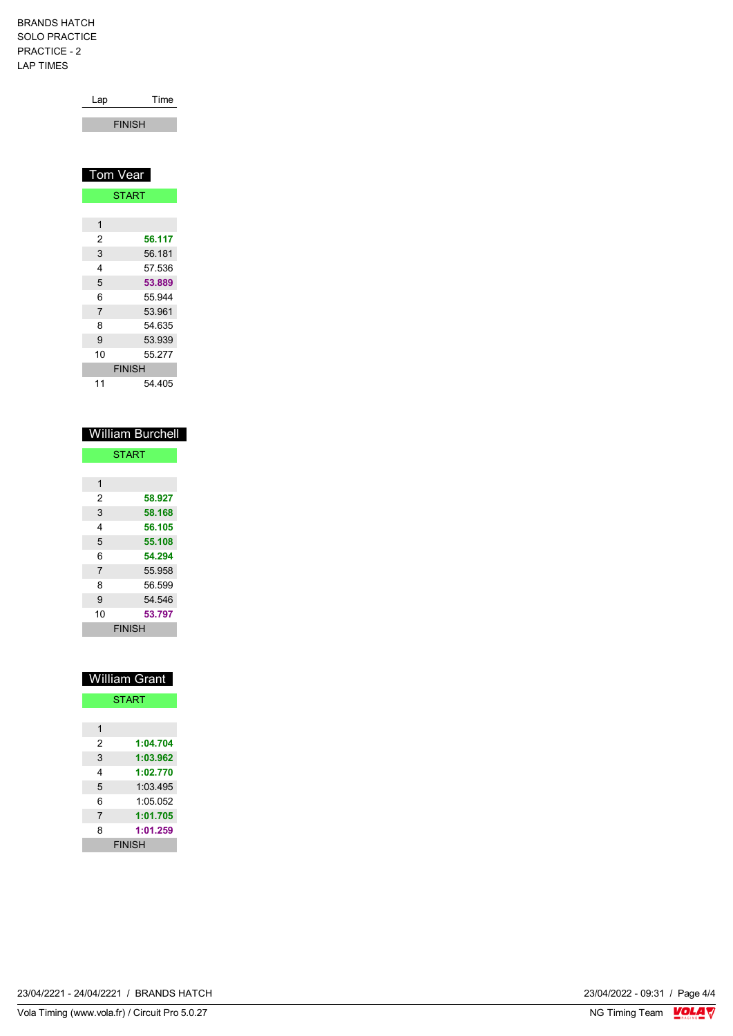BRANDS HATCH
SOLO PRACTICE
PRACTICE - 2
LAP TIMES

| Lap | Time |
|---|---|
| FINISH | |

## Tom Vear

| Lap | Time |
|---|---|
| START | |
| 1 | |
| 2 | **56.117** |
| 3 | 56.181 |
| 4 | 57.536 |
| 5 | **53.889** |
| 6 | 55.944 |
| 7 | 53.961 |
| 8 | 54.635 |
| 9 | 53.939 |
| 10 | 55.277 |
| FINISH | |
| 11 | 54.405 |

## William Burchell

| Lap | Time |
|---|---|
| START | |
| 1 | |
| 2 | **58.927** |
| 3 | **58.168** |
| 4 | **56.105** |
| 5 | **55.108** |
| 6 | **54.294** |
| 7 | 55.958 |
| 8 | 56.599 |
| 9 | 54.546 |
| 10 | **53.797** |
| FINISH | |

## William Grant

| Lap | Time |
|---|---|
| START | |
| 1 | |
| 2 | **1:04.704** |
| 3 | **1:03.962** |
| 4 | **1:02.770** |
| 5 | 1:03.495 |
| 6 | 1:05.052 |
| 7 | **1:01.705** |
| 8 | **1:01.259** |
| FINISH | |

23/04/2221 - 24/04/2221 / BRANDS HATCH

Vola Timing (www.vola.fr) / Circuit Pro 5.0.27

23/04/2022 - 09:31

NG Timing Team